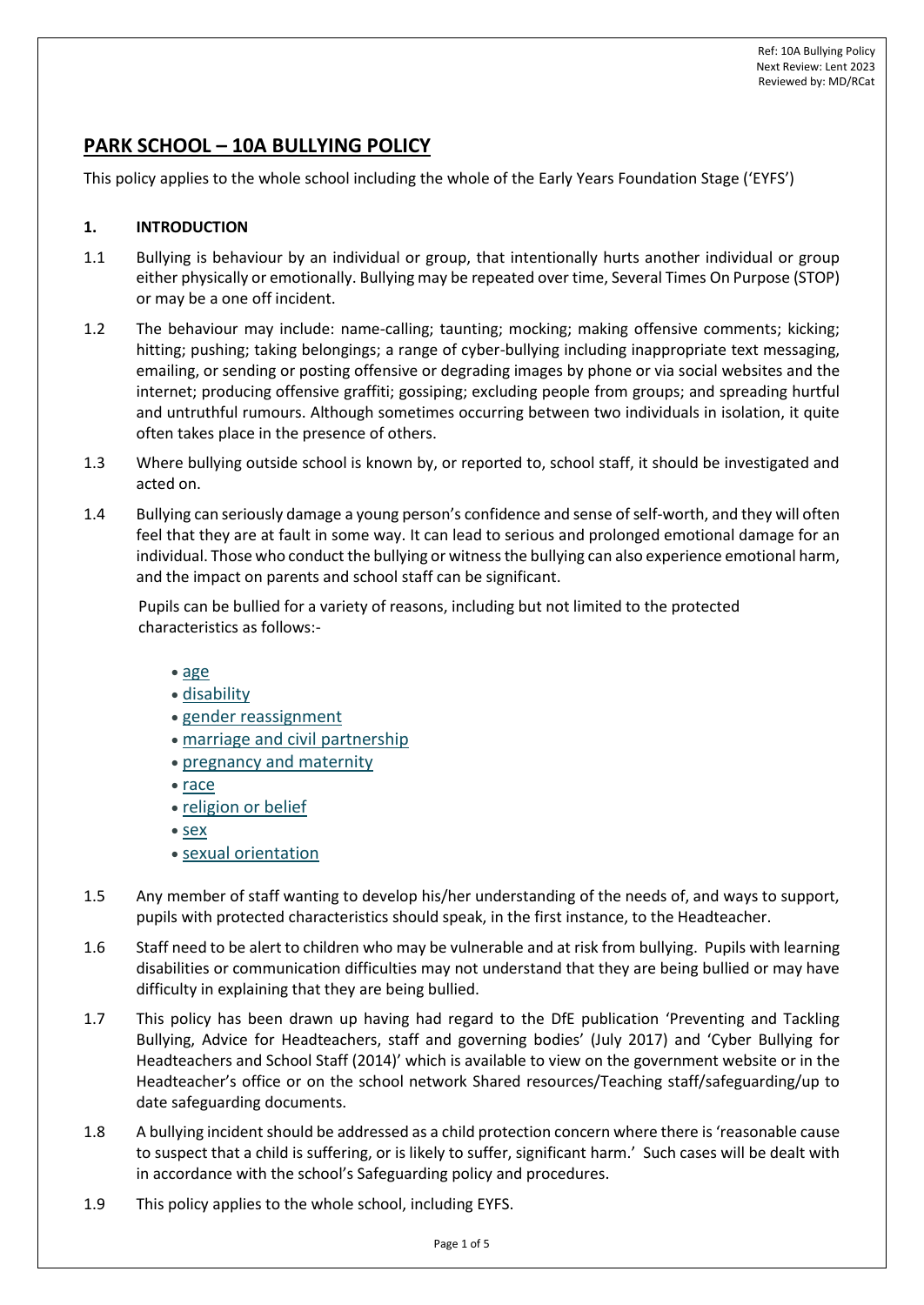Ref: 10A Bullying Policy
Next Review: Lent 2023
Reviewed by: MD/RCat

# PARK SCHOOL – 10A BULLYING POLICY

This policy applies to the whole school including the whole of the Early Years Foundation Stage ('EYFS')

## 1. INTRODUCTION

1.1 Bullying is behaviour by an individual or group, that intentionally hurts another individual or group either physically or emotionally. Bullying may be repeated over time, Several Times On Purpose (STOP) or may be a one off incident.

1.2 The behaviour may include: name-calling; taunting; mocking; making offensive comments; kicking; hitting; pushing; taking belongings; a range of cyber-bullying including inappropriate text messaging, emailing, or sending or posting offensive or degrading images by phone or via social websites and the internet; producing offensive graffiti; gossiping; excluding people from groups; and spreading hurtful and untruthful rumours. Although sometimes occurring between two individuals in isolation, it quite often takes place in the presence of others.

1.3 Where bullying outside school is known by, or reported to, school staff, it should be investigated and acted on.

1.4 Bullying can seriously damage a young person's confidence and sense of self-worth, and they will often feel that they are at fault in some way. It can lead to serious and prolonged emotional damage for an individual. Those who conduct the bullying or witness the bullying can also experience emotional harm, and the impact on parents and school staff can be significant.

Pupils can be bullied for a variety of reasons, including but not limited to the protected characteristics as follows:-

- age
- disability
- gender reassignment
- marriage and civil partnership
- pregnancy and maternity
- race
- religion or belief
- sex
- sexual orientation

1.5 Any member of staff wanting to develop his/her understanding of the needs of, and ways to support, pupils with protected characteristics should speak, in the first instance, to the Headteacher.

1.6 Staff need to be alert to children who may be vulnerable and at risk from bullying. Pupils with learning disabilities or communication difficulties may not understand that they are being bullied or may have difficulty in explaining that they are being bullied.

1.7 This policy has been drawn up having had regard to the DfE publication 'Preventing and Tackling Bullying, Advice for Headteachers, staff and governing bodies' (July 2017) and 'Cyber Bullying for Headteachers and School Staff (2014)' which is available to view on the government website or in the Headteacher's office or on the school network Shared resources/Teaching staff/safeguarding/up to date safeguarding documents.

1.8 A bullying incident should be addressed as a child protection concern where there is 'reasonable cause to suspect that a child is suffering, or is likely to suffer, significant harm.' Such cases will be dealt with in accordance with the school's Safeguarding policy and procedures.

1.9 This policy applies to the whole school, including EYFS.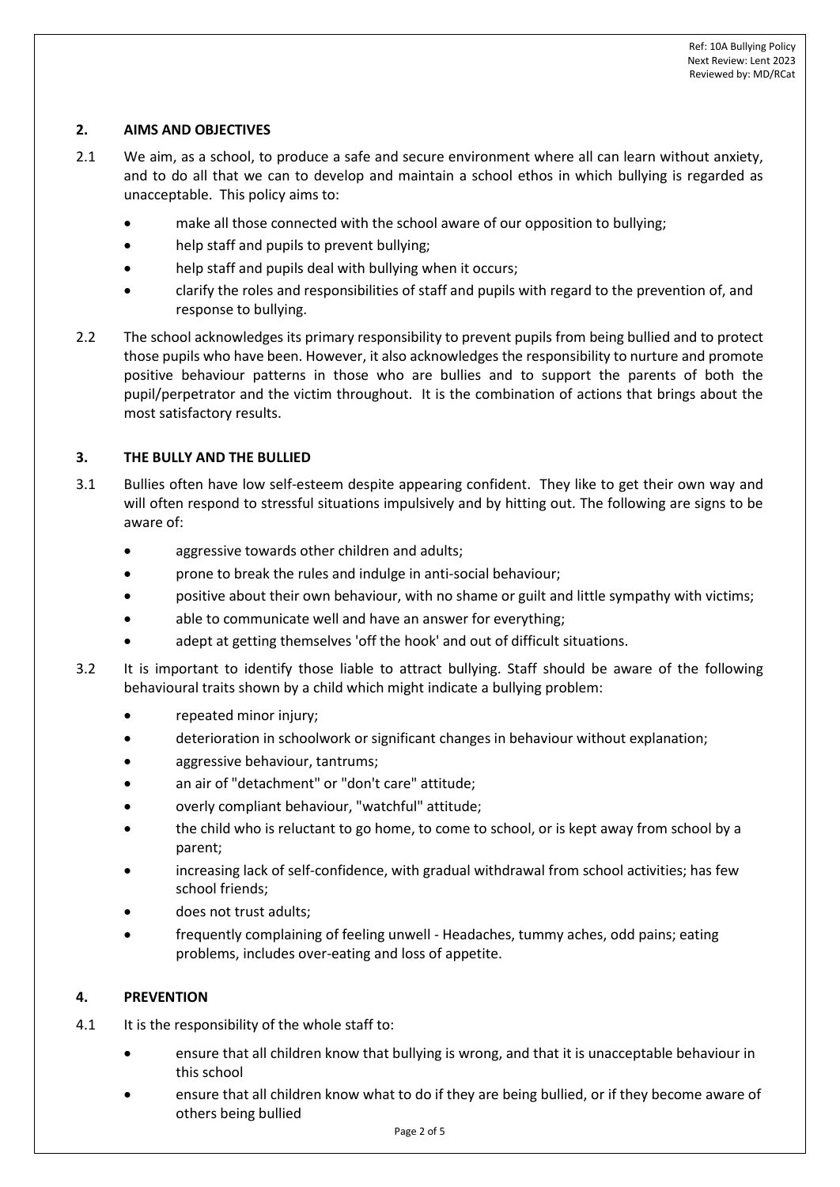## 2. AIMS AND OBJECTIVES

2.1 We aim, as a school, to produce a safe and secure environment where all can learn without anxiety, and to do all that we can to develop and maintain a school ethos in which bullying is regarded as unacceptable. This policy aims to:

- make all those connected with the school aware of our opposition to bullying;
- help staff and pupils to prevent bullying;
- help staff and pupils deal with bullying when it occurs;
- clarify the roles and responsibilities of staff and pupils with regard to the prevention of, and response to bullying.

2.2 The school acknowledges its primary responsibility to prevent pupils from being bullied and to protect those pupils who have been. However, it also acknowledges the responsibility to nurture and promote positive behaviour patterns in those who are bullies and to support the parents of both the pupil/perpetrator and the victim throughout. It is the combination of actions that brings about the most satisfactory results.

## 3. THE BULLY AND THE BULLIED

3.1 Bullies often have low self-esteem despite appearing confident. They like to get their own way and will often respond to stressful situations impulsively and by hitting out. The following are signs to be aware of:

- aggressive towards other children and adults;
- prone to break the rules and indulge in anti-social behaviour;
- positive about their own behaviour, with no shame or guilt and little sympathy with victims;
- able to communicate well and have an answer for everything;
- adept at getting themselves 'off the hook' and out of difficult situations.

3.2 It is important to identify those liable to attract bullying. Staff should be aware of the following behavioural traits shown by a child which might indicate a bullying problem:

- repeated minor injury;
- deterioration in schoolwork or significant changes in behaviour without explanation;
- aggressive behaviour, tantrums;
- an air of "detachment" or "don't care" attitude;
- overly compliant behaviour, "watchful" attitude;
- the child who is reluctant to go home, to come to school, or is kept away from school by a parent;
- increasing lack of self-confidence, with gradual withdrawal from school activities; has few school friends;
- does not trust adults;
- frequently complaining of feeling unwell - Headaches, tummy aches, odd pains; eating problems, includes over-eating and loss of appetite.

## 4. PREVENTION

4.1 It is the responsibility of the whole staff to:

- ensure that all children know that bullying is wrong, and that it is unacceptable behaviour in this school
- ensure that all children know what to do if they are being bullied, or if they become aware of others being bullied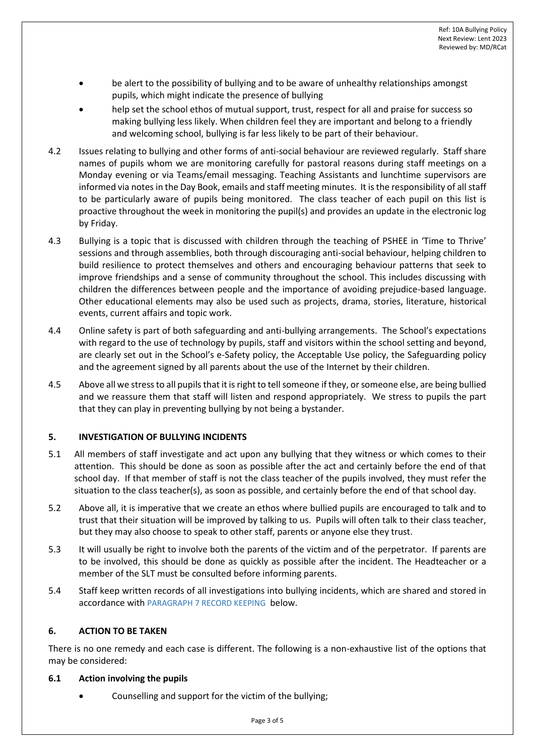- be alert to the possibility of bullying and to be aware of unhealthy relationships amongst pupils, which might indicate the presence of bullying
- help set the school ethos of mutual support, trust, respect for all and praise for success so making bullying less likely. When children feel they are important and belong to a friendly and welcoming school, bullying is far less likely to be part of their behaviour.

4.2 Issues relating to bullying and other forms of anti-social behaviour are reviewed regularly. Staff share names of pupils whom we are monitoring carefully for pastoral reasons during staff meetings on a Monday evening or via Teams/email messaging. Teaching Assistants and lunchtime supervisors are informed via notes in the Day Book, emails and staff meeting minutes. It is the responsibility of all staff to be particularly aware of pupils being monitored. The class teacher of each pupil on this list is proactive throughout the week in monitoring the pupil(s) and provides an update in the electronic log by Friday.

4.3 Bullying is a topic that is discussed with children through the teaching of PSHEE in 'Time to Thrive' sessions and through assemblies, both through discouraging anti-social behaviour, helping children to build resilience to protect themselves and others and encouraging behaviour patterns that seek to improve friendships and a sense of community throughout the school. This includes discussing with children the differences between people and the importance of avoiding prejudice-based language. Other educational elements may also be used such as projects, drama, stories, literature, historical events, current affairs and topic work.

4.4 Online safety is part of both safeguarding and anti-bullying arrangements. The School's expectations with regard to the use of technology by pupils, staff and visitors within the school setting and beyond, are clearly set out in the School's e-Safety policy, the Acceptable Use policy, the Safeguarding policy and the agreement signed by all parents about the use of the Internet by their children.

4.5 Above all we stress to all pupils that it is right to tell someone if they, or someone else, are being bullied and we reassure them that staff will listen and respond appropriately. We stress to pupils the part that they can play in preventing bullying by not being a bystander.

## 5. INVESTIGATION OF BULLYING INCIDENTS

5.1 All members of staff investigate and act upon any bullying that they witness or which comes to their attention. This should be done as soon as possible after the act and certainly before the end of that school day. If that member of staff is not the class teacher of the pupils involved, they must refer the situation to the class teacher(s), as soon as possible, and certainly before the end of that school day.

5.2 Above all, it is imperative that we create an ethos where bullied pupils are encouraged to talk and to trust that their situation will be improved by talking to us. Pupils will often talk to their class teacher, but they may also choose to speak to other staff, parents or anyone else they trust.

5.3 It will usually be right to involve both the parents of the victim and of the perpetrator. If parents are to be involved, this should be done as quickly as possible after the incident. The Headteacher or a member of the SLT must be consulted before informing parents.

5.4 Staff keep written records of all investigations into bullying incidents, which are shared and stored in accordance with PARAGRAPH 7 RECORD KEEPING below.

## 6. ACTION TO BE TAKEN

There is no one remedy and each case is different. The following is a non-exhaustive list of the options that may be considered:

### 6.1 Action involving the pupils

- Counselling and support for the victim of the bullying;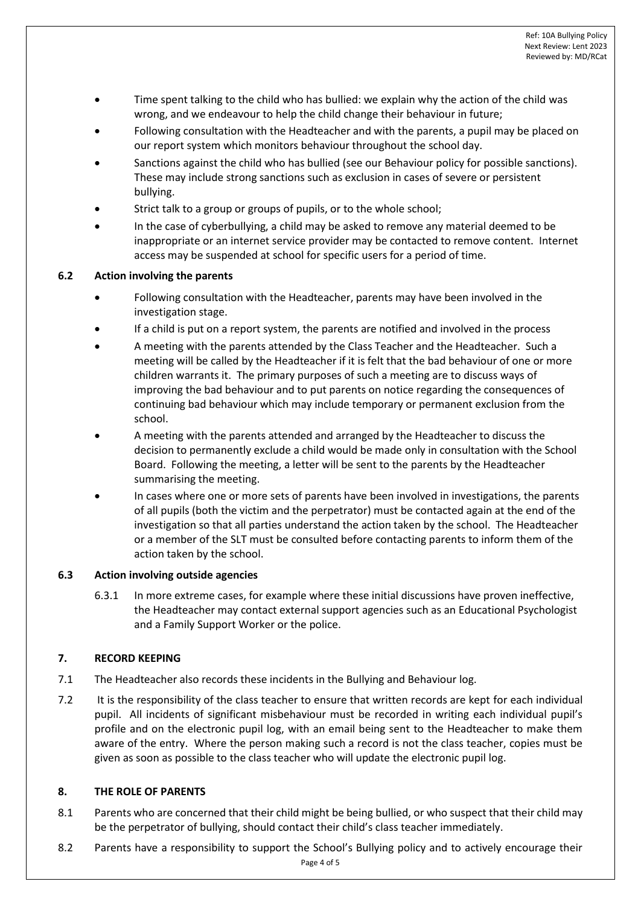- Time spent talking to the child who has bullied: we explain why the action of the child was wrong, and we endeavour to help the child change their behaviour in future;
- Following consultation with the Headteacher and with the parents, a pupil may be placed on our report system which monitors behaviour throughout the school day.
- Sanctions against the child who has bullied (see our Behaviour policy for possible sanctions). These may include strong sanctions such as exclusion in cases of severe or persistent bullying.
- Strict talk to a group or groups of pupils, or to the whole school;
- In the case of cyberbullying, a child may be asked to remove any material deemed to be inappropriate or an internet service provider may be contacted to remove content. Internet access may be suspended at school for specific users for a period of time.

### 6.2 Action involving the parents

- Following consultation with the Headteacher, parents may have been involved in the investigation stage.
- If a child is put on a report system, the parents are notified and involved in the process
- A meeting with the parents attended by the Class Teacher and the Headteacher. Such a meeting will be called by the Headteacher if it is felt that the bad behaviour of one or more children warrants it. The primary purposes of such a meeting are to discuss ways of improving the bad behaviour and to put parents on notice regarding the consequences of continuing bad behaviour which may include temporary or permanent exclusion from the school.
- A meeting with the parents attended and arranged by the Headteacher to discuss the decision to permanently exclude a child would be made only in consultation with the School Board. Following the meeting, a letter will be sent to the parents by the Headteacher summarising the meeting.
- In cases where one or more sets of parents have been involved in investigations, the parents of all pupils (both the victim and the perpetrator) must be contacted again at the end of the investigation so that all parties understand the action taken by the school. The Headteacher or a member of the SLT must be consulted before contacting parents to inform them of the action taken by the school.

### 6.3 Action involving outside agencies

6.3.1 In more extreme cases, for example where these initial discussions have proven ineffective, the Headteacher may contact external support agencies such as an Educational Psychologist and a Family Support Worker or the police.

## 7. RECORD KEEPING

7.1 The Headteacher also records these incidents in the Bullying and Behaviour log.

7.2 It is the responsibility of the class teacher to ensure that written records are kept for each individual pupil. All incidents of significant misbehaviour must be recorded in writing each individual pupil's profile and on the electronic pupil log, with an email being sent to the Headteacher to make them aware of the entry. Where the person making such a record is not the class teacher, copies must be given as soon as possible to the class teacher who will update the electronic pupil log.

## 8. THE ROLE OF PARENTS

8.1 Parents who are concerned that their child might be being bullied, or who suspect that their child may be the perpetrator of bullying, should contact their child's class teacher immediately.

8.2 Parents have a responsibility to support the School's Bullying policy and to actively encourage their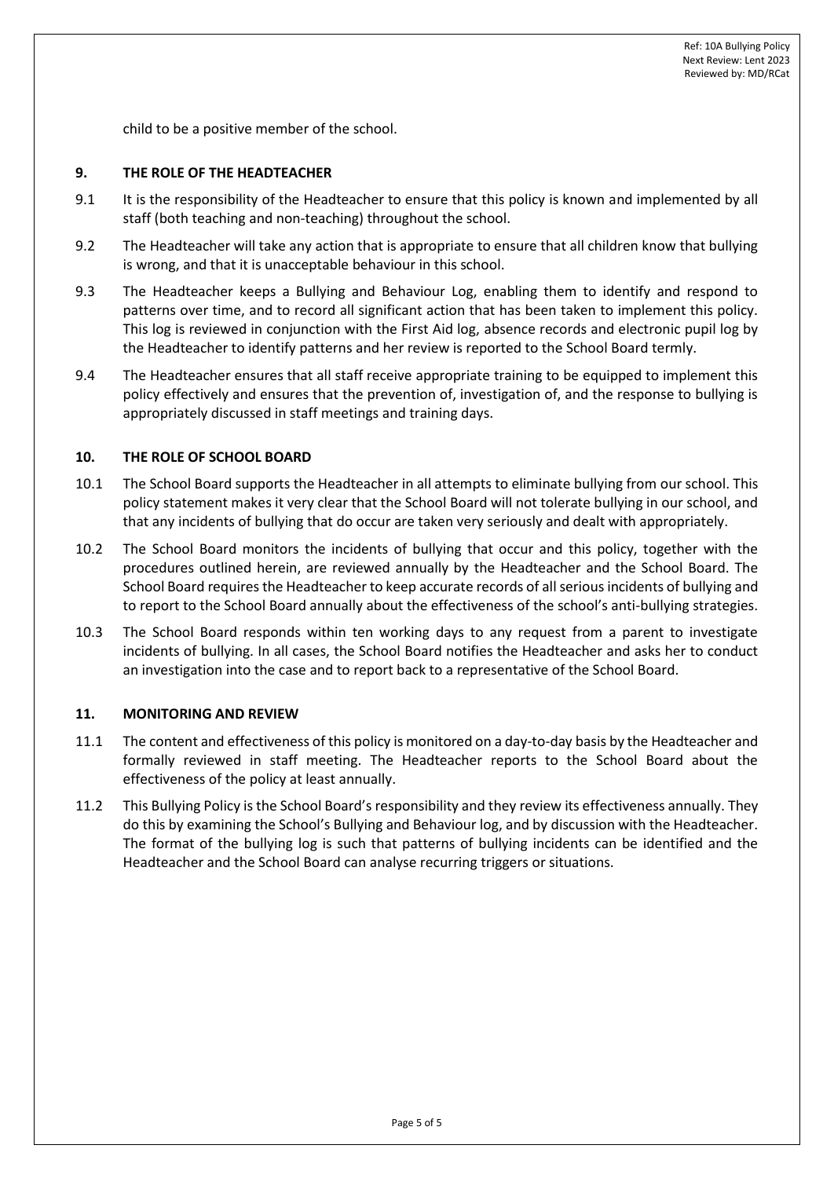child to be a positive member of the school.

## 9. THE ROLE OF THE HEADTEACHER

9.1 It is the responsibility of the Headteacher to ensure that this policy is known and implemented by all staff (both teaching and non-teaching) throughout the school.

9.2 The Headteacher will take any action that is appropriate to ensure that all children know that bullying is wrong, and that it is unacceptable behaviour in this school.

9.3 The Headteacher keeps a Bullying and Behaviour Log, enabling them to identify and respond to patterns over time, and to record all significant action that has been taken to implement this policy. This log is reviewed in conjunction with the First Aid log, absence records and electronic pupil log by the Headteacher to identify patterns and her review is reported to the School Board termly.

9.4 The Headteacher ensures that all staff receive appropriate training to be equipped to implement this policy effectively and ensures that the prevention of, investigation of, and the response to bullying is appropriately discussed in staff meetings and training days.

## 10. THE ROLE OF SCHOOL BOARD

10.1 The School Board supports the Headteacher in all attempts to eliminate bullying from our school. This policy statement makes it very clear that the School Board will not tolerate bullying in our school, and that any incidents of bullying that do occur are taken very seriously and dealt with appropriately.

10.2 The School Board monitors the incidents of bullying that occur and this policy, together with the procedures outlined herein, are reviewed annually by the Headteacher and the School Board. The School Board requires the Headteacher to keep accurate records of all serious incidents of bullying and to report to the School Board annually about the effectiveness of the school's anti-bullying strategies.

10.3 The School Board responds within ten working days to any request from a parent to investigate incidents of bullying. In all cases, the School Board notifies the Headteacher and asks her to conduct an investigation into the case and to report back to a representative of the School Board.

## 11. MONITORING AND REVIEW

11.1 The content and effectiveness of this policy is monitored on a day-to-day basis by the Headteacher and formally reviewed in staff meeting. The Headteacher reports to the School Board about the effectiveness of the policy at least annually.

11.2 This Bullying Policy is the School Board's responsibility and they review its effectiveness annually. They do this by examining the School's Bullying and Behaviour log, and by discussion with the Headteacher. The format of the bullying log is such that patterns of bullying incidents can be identified and the Headteacher and the School Board can analyse recurring triggers or situations.